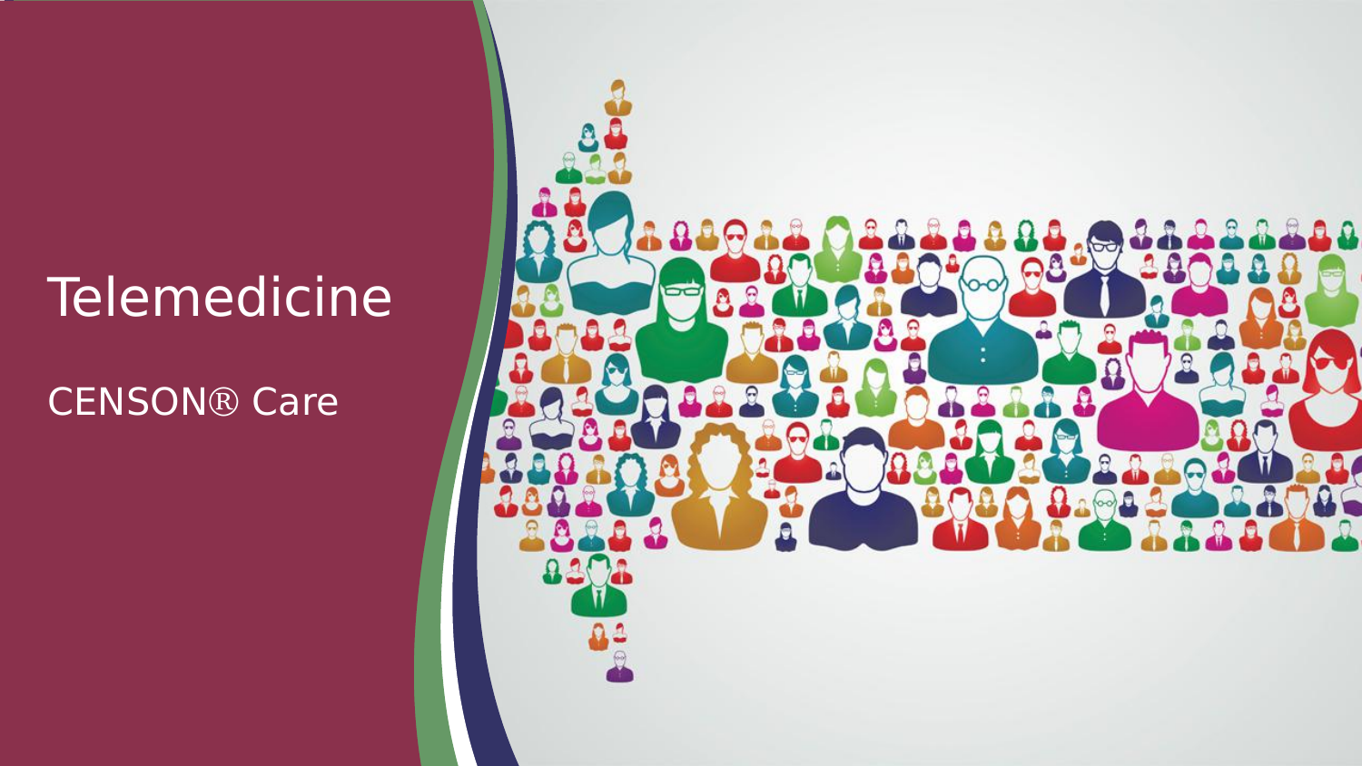# Telemedicine

CENSON® Care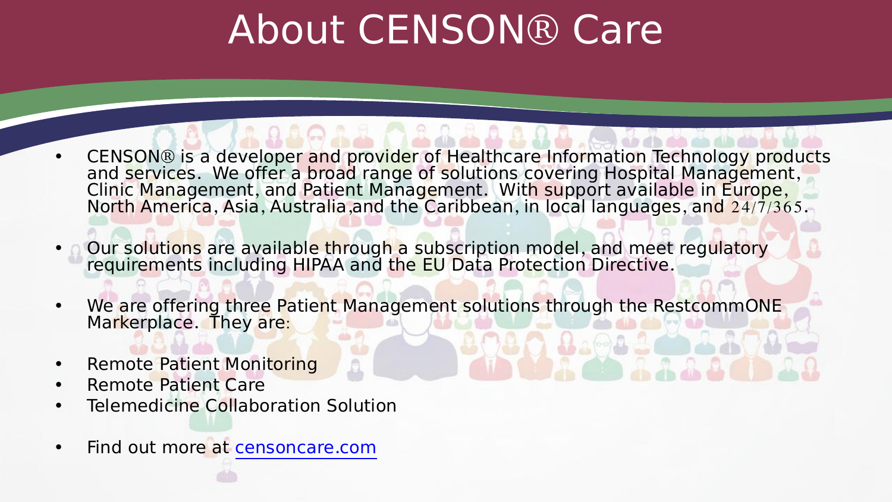# About CENSON® Care

- CENSON® is a developer and provider of Healthcare Information Technology products and services. We offer a broad range of solutions covering Hospital Management, Clinic Management, and Patient Management. With support available in Europe, North America, Asia, Australia,and the Caribbean, in local languages, and 24/7/365.
- Our solutions are available through a subscription model, and meet regulatory requirements including HIPAA and the EU Data Protection Directive.
- We are offering three Patient Management solutions through the RestcommONE Markerplace. They are:
- Remote Patient Monitoring
- Remote Patient Care
- Telemedicine Collaboration Solution
- Find out more at [censoncare.com](censoncare.com)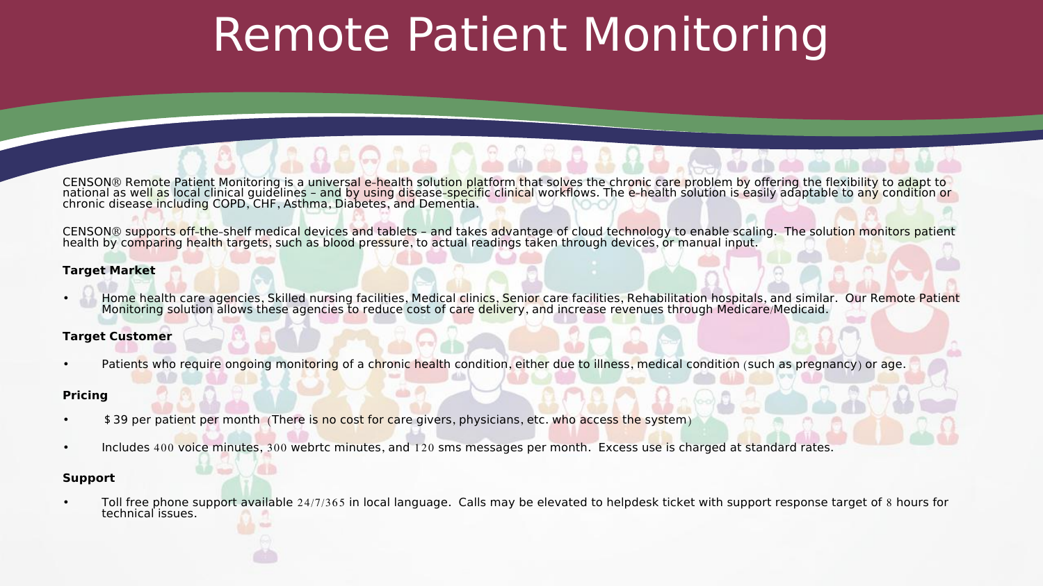# Remote Patient Monitoring

CENSON® Remote Patient Monitoring is a universal e-health solution platform that solves the chronic care problem by offering the flexibility to adapt to national as well as local clinical guidelines – and by using disease-specific clinical workflows. The e-health solution is easily adaptable to any condition or chronic disease including COPD, CHF, Asthma, Diabetes, and Dementia.

CENSON® supports off-the-shelf medical devices and tablets – and takes advantage of cloud technology to enable scaling. The solution monitors patient health by comparing health targets, such as blood pressure, to actual readings taken through devices, or manual input.

**Target Market**

- Home health care agencies, Skilled nursing facilities, Medical clinics, Senior care facilities, Rehabilitation hospitals, and similar. Our Remote Patient Monitoring solution allows these agencies to reduce cost of care delivery, and increase revenues through Medicare/Medicaid.

**Target Customer**

- Patients who require ongoing monitoring of a chronic health condition, either due to illness, medical condition (such as pregnancy) or age.

**Pricing**

- $39 per patient per month (There is no cost for care givers, physicians, etc. who access the system)
- Includes 400 voice minutes, 300 webrtc minutes, and 120 sms messages per month. Excess use is charged at standard rates.

**Support**

- Toll free phone support available 24/7/365 in local language. Calls may be elevated to helpdesk ticket with support response target of 8 hours for technical issues.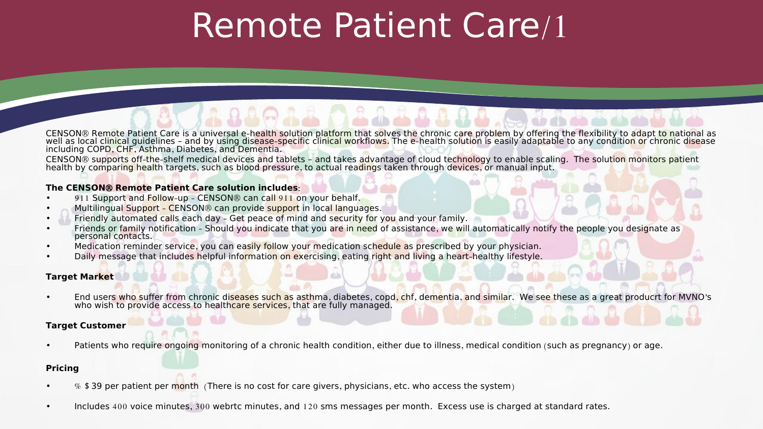# Remote Patient Care/1

CENSON® Remote Patient Care is a universal e-health solution platform that solves the chronic care problem by offering the flexibility to adapt to national as well as local clinical guidelines – and by using disease-specific clinical workflows. The e-health solution is easily adaptable to any condition or chronic disease including COPD, CHF, Asthma, Diabetes, and Dementia.

CENSON® supports off-the-shelf medical devices and tablets – and takes advantage of cloud technology to enable scaling. The solution monitors patient health by comparing health targets, such as blood pressure, to actual readings taken through devices, or manual input.

**The CENSON® Remote Patient Care solution includes**:

- 911 Support and Follow-up – CENSON® can call 911 on your behalf.
- Multilingual Support – CENSON® can provide support in local languages.
- Friendly automated calls each day – Get peace of mind and security for you and your family.
- Friends or family notification – Should you indicate that you are in need of assistance, we will automatically notify the people you designate as personal contacts.
- Medication reminder service, you can easily follow your medication schedule as prescribed by your physician.
- Daily message that includes helpful information on exercising, eating right and living a heart-healthy lifestyle.

**Target Market**

- End users who suffer from chronic diseases such as asthma, diabetes, copd, chf, dementia, and similar. We see these as a great producrt for MVNO's who wish to provide access to healthcare services, that are fully managed.

**Target Customer**

- Patients who require ongoing monitoring of a chronic health condition, either due to illness, medical condition (such as pregnancy) or age.

**Pricing**

- % $ 39 per patient per month (There is no cost for care givers, physicians, etc. who access the system)
- Includes 400 voice minutes, 300 webrtc minutes, and 120 sms messages per month. Excess use is charged at standard rates.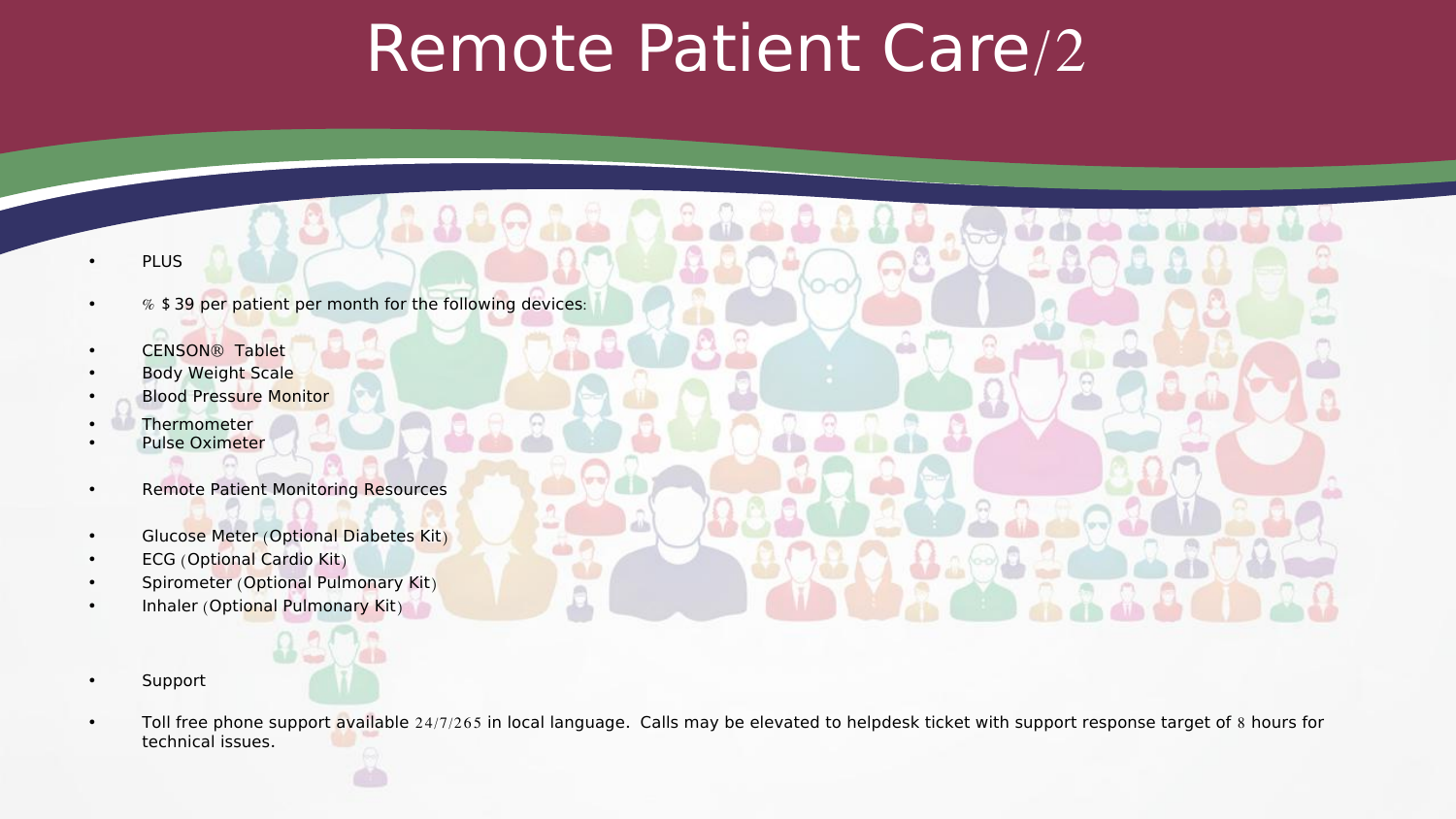# Remote Patient Care/2

- PLUS
- % $ 39 per patient per month for the following devices:
- CENSON® Tablet
- Body Weight Scale
- Blood Pressure Monitor
- Thermometer
- Pulse Oximeter
- Remote Patient Monitoring Resources
- Glucose Meter (Optional Diabetes Kit)
- ECG (Optional Cardio Kit)
- Spirometer (Optional Pulmonary Kit)
- Inhaler (Optional Pulmonary Kit)
- Support
- Toll free phone support available 24/7/265 in local language. Calls may be elevated to helpdesk ticket with support response target of 8 hours for technical issues.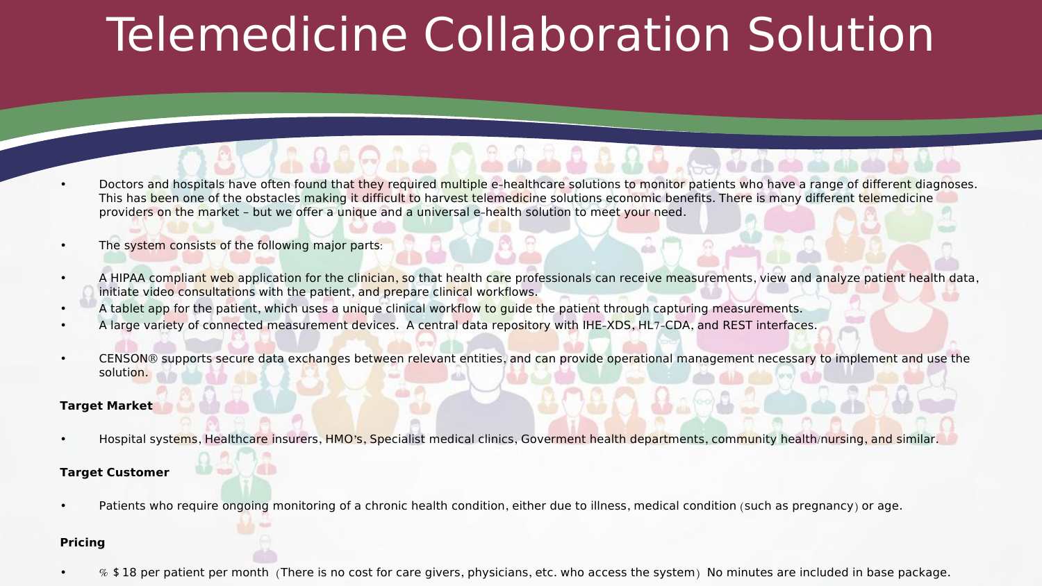# Telemedicine Collaboration Solution

- Doctors and hospitals have often found that they required multiple e-healthcare solutions to monitor patients who have a range of different diagnoses. This has been one of the obstacles making it difficult to harvest telemedicine solutions economic benefits. There is many different telemedicine providers on the market – but we offer a unique and a universal e-health solution to meet your need.

- The system consists of the following major parts:

- A HIPAA compliant web application for the clinician, so that health care professionals can receive measurements, view and analyze patient health data, initiate video consultations with the patient, and prepare clinical workflows.
- A tablet app for the patient, which uses a unique clinical workflow to guide the patient through capturing measurements.
- A large variety of connected measurement devices. A central data repository with IHE-XDS, HL7-CDA, and REST interfaces.

- CENSON® supports secure data exchanges between relevant entities, and can provide operational management necessary to implement and use the solution.

**Target Market**

- Hospital systems, Healthcare insurers, HMO's, Specialist medical clinics, Goverment health departments, community health/nursing, and similar.

**Target Customer**

- Patients who require ongoing monitoring of a chronic health condition, either due to illness, medical condition (such as pregnancy) or age.

**Pricing**

- % $ 18 per patient per month (There is no cost for care givers, physicians, etc. who access the system) No minutes are included in base package.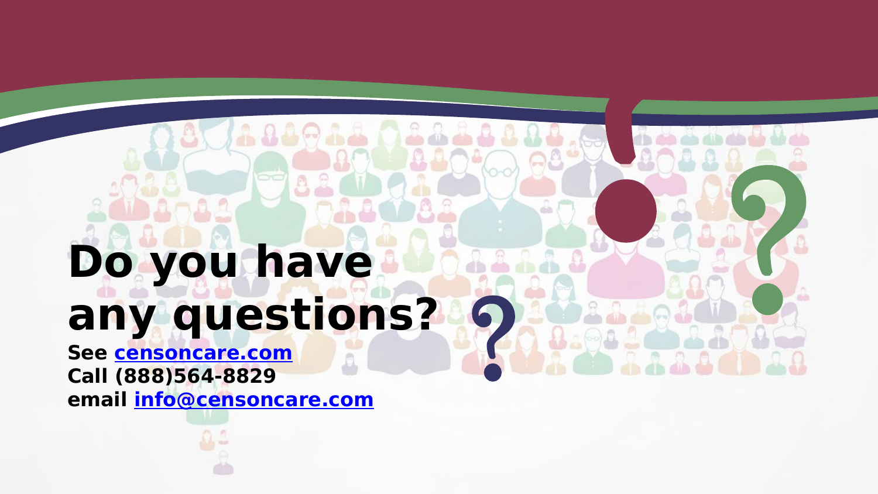# Do you have any questions?

**See [censoncare.com](http://censoncare.com)**
**Call (888)564-8829**
**email [info@censoncare.com](mailto:info@censoncare.com)**